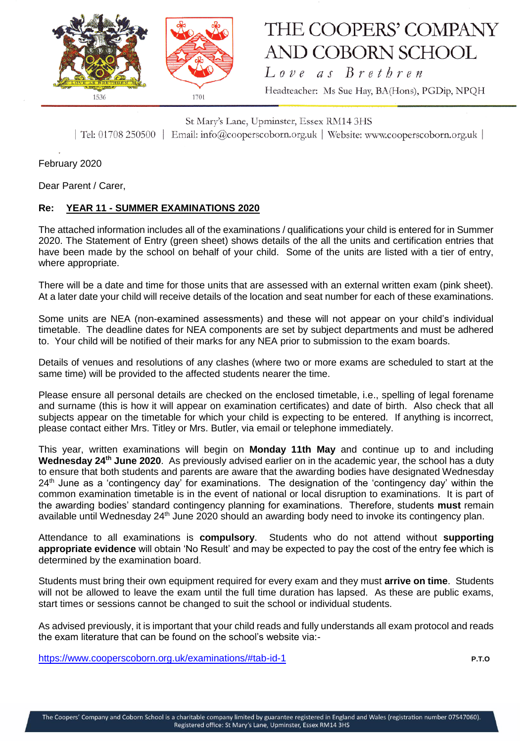# THE COOPERS' COMPANY AND COBORN SCHOOL

*Love as Brethren*

Headteacher: Ms Sue Hay, BA(Hons), PGDip, NPQH

St Mary's Lane, Upminster, Essex RM14 3HS

| Tel: 01708 250500 | Email: info@cooperscoborn.org.uk | Website: www.cooperscoborn.org.uk |

February 2020

Dear Parent / Carer,

**Re: YEAR 11 - SUMMER EXAMINATIONS 2020**

The attached information includes all of the examinations / qualifications your child is entered for in Summer 2020. The Statement of Entry (green sheet) shows details of the all the units and certification entries that have been made by the school on behalf of your child. Some of the units are listed with a tier of entry, where appropriate.

There will be a date and time for those units that are assessed with an external written exam (pink sheet). At a later date your child will receive details of the location and seat number for each of these examinations.

Some units are NEA (non-examined assessments) and these will not appear on your child's individual timetable. The deadline dates for NEA components are set by subject departments and must be adhered to. Your child will be notified of their marks for any NEA prior to submission to the exam boards.

Details of venues and resolutions of any clashes (where two or more exams are scheduled to start at the same time) will be provided to the affected students nearer the time.

Please ensure all personal details are checked on the enclosed timetable, i.e., spelling of legal forename and surname (this is how it will appear on examination certificates) and date of birth. Also check that all subjects appear on the timetable for which your child is expecting to be entered. If anything is incorrect, please contact either Mrs. Titley or Mrs. Butler, via email or telephone immediately.

This year, written examinations will begin on **Monday 11th May** and continue up to and including **Wednesday 24th June 2020**. As previously advised earlier on in the academic year, the school has a duty to ensure that both students and parents are aware that the awarding bodies have designated Wednesday 24th June as a 'contingency day' for examinations. The designation of the 'contingency day' within the common examination timetable is in the event of national or local disruption to examinations. It is part of the awarding bodies' standard contingency planning for examinations. Therefore, students **must** remain available until Wednesday 24th June 2020 should an awarding body need to invoke its contingency plan.

Attendance to all examinations is **compulsory**. Students who do not attend without **supporting appropriate evidence** will obtain 'No Result' and may be expected to pay the cost of the entry fee which is determined by the examination board.

Students must bring their own equipment required for every exam and they must **arrive on time**. Students will not be allowed to leave the exam until the full time duration has lapsed. As these are public exams, start times or sessions cannot be changed to suit the school or individual students.

As advised previously, it is important that your child reads and fully understands all exam protocol and reads the exam literature that can be found on the school's website via:-

https://www.cooperscoborn.org.uk/examinations/#tab-id-1

**P.T.O**

The Coopers' Company and Coborn School is a charitable company limited by guarantee registered in England and Wales (registration number 07547060). Registered office: St Mary's Lane, Upminster, Essex RM14 3HS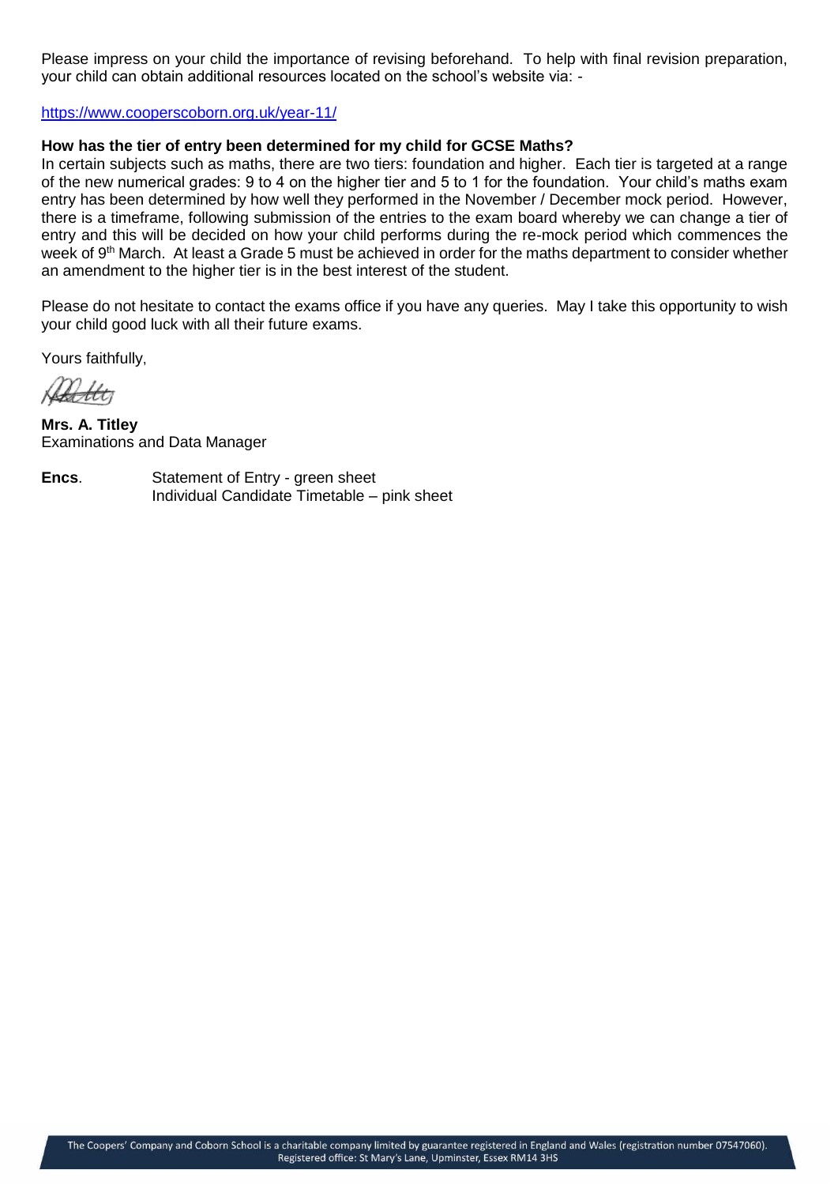Please impress on your child the importance of revising beforehand. To help with final revision preparation, your child can obtain additional resources located on the school's website via: -

https://www.cooperscoborn.org.uk/year-11/

**How has the tier of entry been determined for my child for GCSE Maths?**

In certain subjects such as maths, there are two tiers: foundation and higher. Each tier is targeted at a range of the new numerical grades: 9 to 4 on the higher tier and 5 to 1 for the foundation. Your child's maths exam entry has been determined by how well they performed in the November / December mock period. However, there is a timeframe, following submission of the entries to the exam board whereby we can change a tier of entry and this will be decided on how your child performs during the re-mock period which commences the week of 9th March. At least a Grade 5 must be achieved in order for the maths department to consider whether an amendment to the higher tier is in the best interest of the student.

Please do not hesitate to contact the exams office if you have any queries. May I take this opportunity to wish your child good luck with all their future exams.

Yours faithfully,

**Mrs. A. Titley**
Examinations and Data Manager

**Encs**. Statement of Entry - green sheet
Individual Candidate Timetable – pink sheet